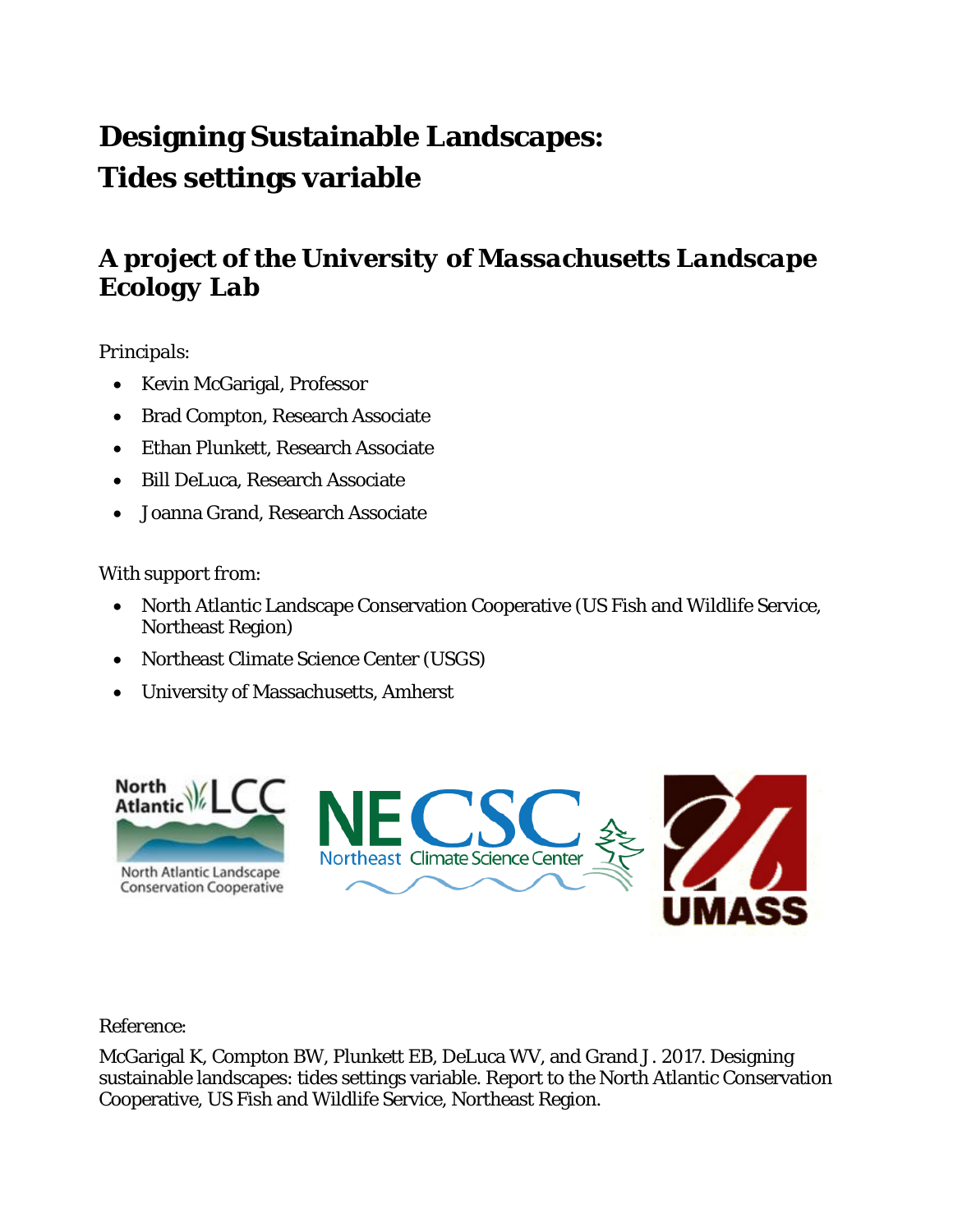# Designing Sustainable Landscapes: Tides settings variable

## *A project of the University of Massachusetts Landscape Ecology Lab*

Principals:

- Kevin McGarigal, Professor
- Brad Compton, Research Associate
- Ethan Plunkett, Research Associate
- Bill DeLuca, Research Associate
- Joanna Grand, Research Associate

With support from:

- North Atlantic Landscape Conservation Cooperative (US Fish and Wildlife Service, Northeast Region)
- Northeast Climate Science Center (USGS)
- University of Massachusetts, Amherst

Reference:

McGarigal K, Compton BW, Plunkett EB, DeLuca WV, and Grand J. 2017. Designing sustainable landscapes: tides settings variable. Report to the North Atlantic Conservation Cooperative, US Fish and Wildlife Service, Northeast Region.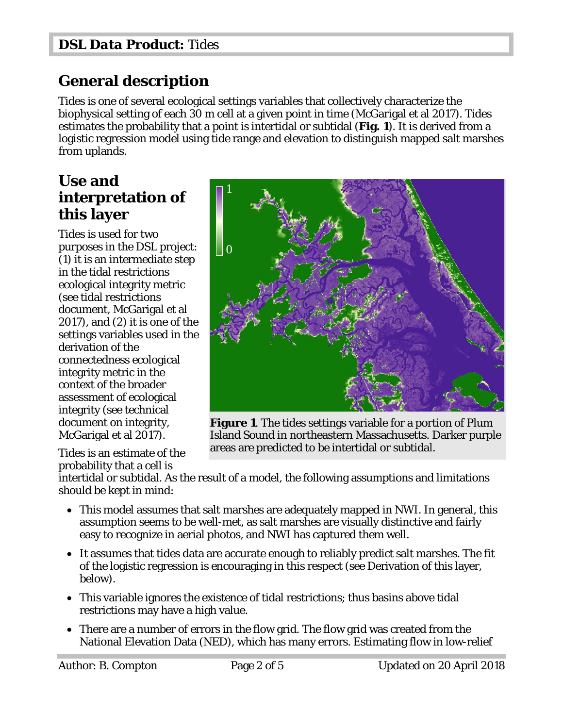## General description

Tides is one of several ecological settings variables that collectively characterize the biophysical setting of each 30 m cell at a given point in time (McGarigal et al 2017). Tides estimates the probability that a point is intertidal or subtidal (**Fig. 1**). It is derived from a logistic regression model using tide range and elevation to distinguish mapped salt marshes from uplands.

## Use and interpretation of this layer

Tides is used for two purposes in the DSL project: (1) it is an intermediate step in the tidal restrictions ecological integrity metric (see tidal restrictions document, McGarigal et al 2017), and (2) it is one of the settings variables used in the derivation of the connectedness ecological integrity metric in the context of the broader assessment of ecological integrity (see technical document on integrity, McGarigal et al 2017).

**Figure 1**. The tides settings variable for a portion of Plum Island Sound in northeastern Massachusetts. Darker purple areas are predicted to be intertidal or subtidal.

Tides is an estimate of the probability that a cell is intertidal or subtidal. As the result of a model, the following assumptions and limitations should be kept in mind:

- This model assumes that salt marshes are adequately mapped in NWI. In general, this assumption seems to be well-met, as salt marshes are visually distinctive and fairly easy to recognize in aerial photos, and NWI has captured them well.
- It assumes that tides data are accurate enough to reliably predict salt marshes. The fit of the logistic regression is encouraging in this respect (see Derivation of this layer, below).
- This variable ignores the existence of tidal restrictions; thus basins above tidal restrictions may have a high value.
- There are a number of errors in the flow grid. The flow grid was created from the National Elevation Data (NED), which has many errors. Estimating flow in low-relief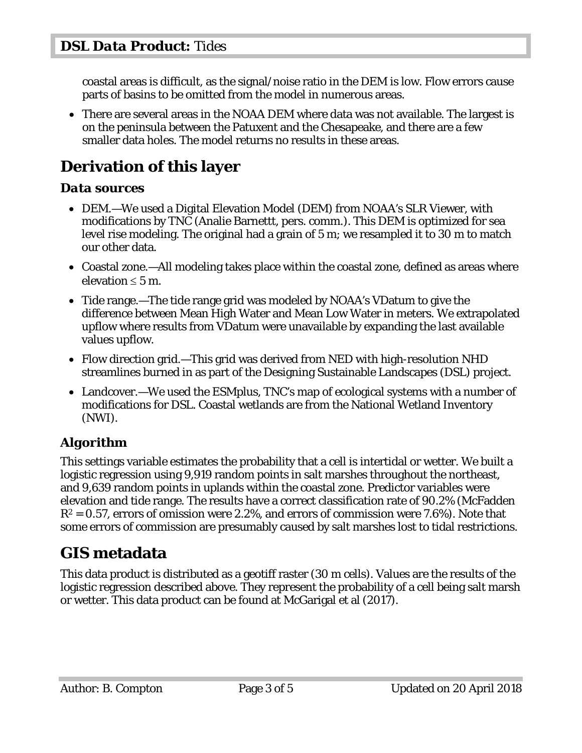coastal areas is difficult, as the signal/noise ratio in the DEM is low. Flow errors cause parts of basins to be omitted from the model in numerous areas.

- There are several areas in the NOAA DEM where data was not available. The largest is on the peninsula between the Patuxent and the Chesapeake, and there are a few smaller data holes. The model returns no results in these areas.

# Derivation of this layer

## Data sources

- DEM.—We used a Digital Elevation Model (DEM) from NOAA's SLR Viewer, with modifications by TNC (Analie Barnettt, pers. comm.). This DEM is optimized for sea level rise modeling. The original had a grain of 5 m; we resampled it to 30 m to match our other data.
- Coastal zone.—All modeling takes place within the coastal zone, defined as areas where elevation $\leq$ 5 m.
- Tide range.—The tide range grid was modeled by NOAA's VDatum to give the difference between Mean High Water and Mean Low Water in meters. We extrapolated upflow where results from VDatum were unavailable by expanding the last available values upflow.
- Flow direction grid.—This grid was derived from NED with high-resolution NHD streamlines burned in as part of the Designing Sustainable Landscapes (DSL) project.
- Landcover.—We used the ESMplus, TNC's map of ecological systems with a number of modifications for DSL. Coastal wetlands are from the National Wetland Inventory (NWI).

## Algorithm

This settings variable estimates the probability that a cell is intertidal or wetter. We built a logistic regression using 9,919 random points in salt marshes throughout the northeast, and 9,639 random points in uplands within the coastal zone. Predictor variables were elevation and tide range. The results have a correct classification rate of 90.2% (McFadden $R^2 = 0.57$, errors of omission were 2.2%, and errors of commission were 7.6%). Note that some errors of commission are presumably caused by salt marshes lost to tidal restrictions.

# GIS metadata

This data product is distributed as a geotiff raster (30 m cells). Values are the results of the logistic regression described above. They represent the probability of a cell being salt marsh or wetter. This data product can be found at McGarigal et al (2017).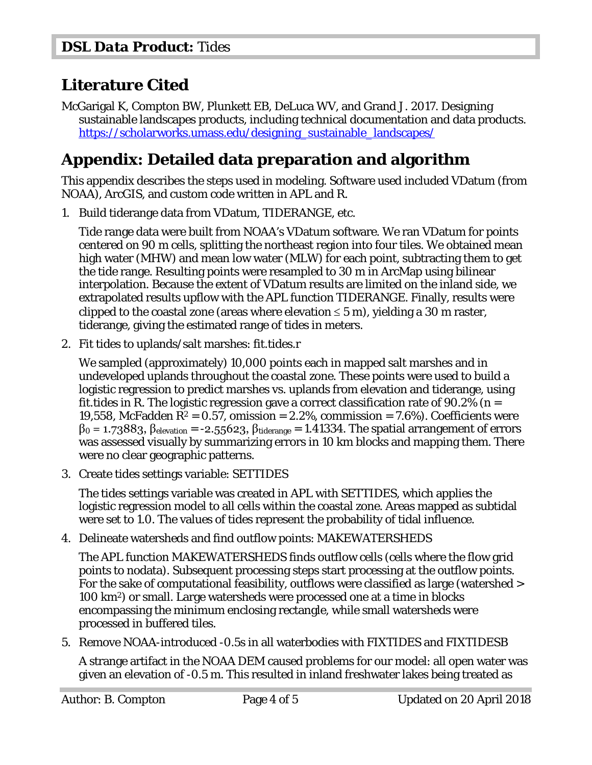## Literature Cited

McGarigal K, Compton BW, Plunkett EB, DeLuca WV, and Grand J. 2017. Designing sustainable landscapes products, including technical documentation and data products. https://scholarworks.umass.edu/designing_sustainable_landscapes/

## Appendix: Detailed data preparation and algorithm

This appendix describes the steps used in modeling. Software used included VDatum (from NOAA), ArcGIS, and custom code written in APL and R.

1. Build tiderange data from VDatum, TIDERANGE, etc.

   Tide range data were built from NOAA's VDatum software. We ran VDatum for points centered on 90 m cells, splitting the northeast region into four tiles. We obtained mean high water (MHW) and mean low water (MLW) for each point, subtracting them to get the tide range. Resulting points were resampled to 30 m in ArcMap using bilinear interpolation. Because the extent of VDatum results are limited on the inland side, we extrapolated results upflow with the APL function TIDERANGE. Finally, results were clipped to the coastal zone (areas where elevation $\leq$ 5 m), yielding a 30 m raster, tiderange, giving the estimated range of tides in meters.

2. Fit tides to uplands/salt marshes: fit.tides.r

   We sampled (approximately) 10,000 points each in mapped salt marshes and in undeveloped uplands throughout the coastal zone. These points were used to build a logistic regression to predict marshes vs. uplands from elevation and tiderange, using fit.tides in R. The logistic regression gave a correct classification rate of 90.2% ($n$ = 19,558, McFadden $R^2 = 0.57$, omission = 2.2%, commission = 7.6%). Coefficients were $\beta_0 = 1.73883$, $\beta_{elevation} = -2.55623$, $\beta_{tiderange} = 1.41334$. The spatial arrangement of errors was assessed visually by summarizing errors in 10 km blocks and mapping them. There were no clear geographic patterns.

3. Create tides settings variable: SETTIDES

   The tides settings variable was created in APL with SETTIDES, which applies the logistic regression model to all cells within the coastal zone. Areas mapped as subtidal were set to 1.0. The values of tides represent the probability of tidal influence.

4. Delineate watersheds and find outflow points: MAKEWATERSHEDS

   The APL function MAKEWATERSHEDS finds outflow cells (cells where the flow grid points to nodata). Subsequent processing steps start processing at the outflow points. For the sake of computational feasibility, outflows were classified as large (watershed > 100 km$^2$) or small. Large watersheds were processed one at a time in blocks encompassing the minimum enclosing rectangle, while small watersheds were processed in buffered tiles.

5. Remove NOAA-introduced -0.5s in all waterbodies with FIXTIDES and FIXTIDESB

   A strange artifact in the NOAA DEM caused problems for our model: all open water was given an elevation of -0.5 m. This resulted in inland freshwater lakes being treated as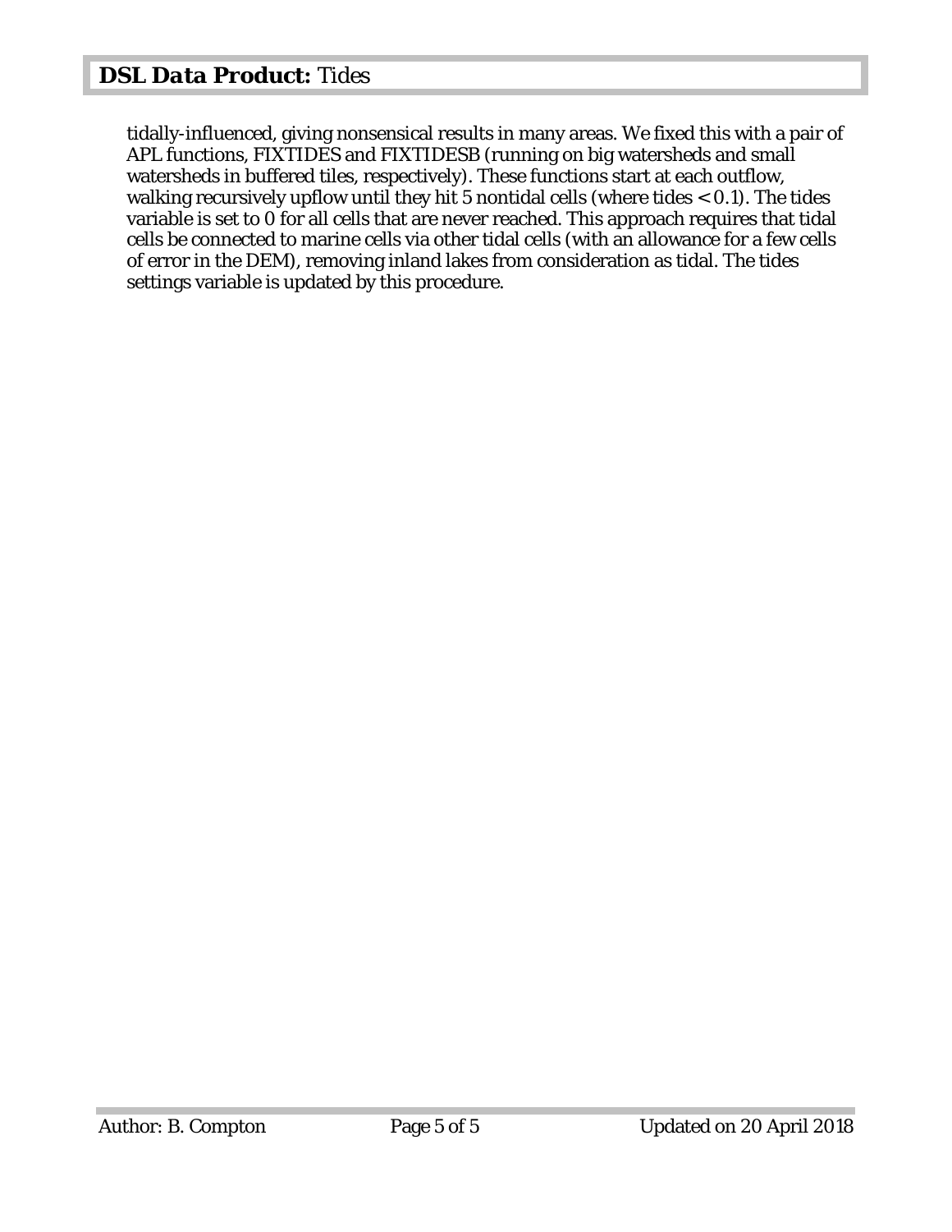tidally-influenced, giving nonsensical results in many areas. We fixed this with a pair of APL functions, FIXTIDES and FIXTIDESB (running on big watersheds and small watersheds in buffered tiles, respectively). These functions start at each outflow, walking recursively upflow until they hit 5 nontidal cells (where tides < 0.1). The tides variable is set to 0 for all cells that are never reached. This approach requires that tidal cells be connected to marine cells via other tidal cells (with an allowance for a few cells of error in the DEM), removing inland lakes from consideration as tidal. The tides settings variable is updated by this procedure.